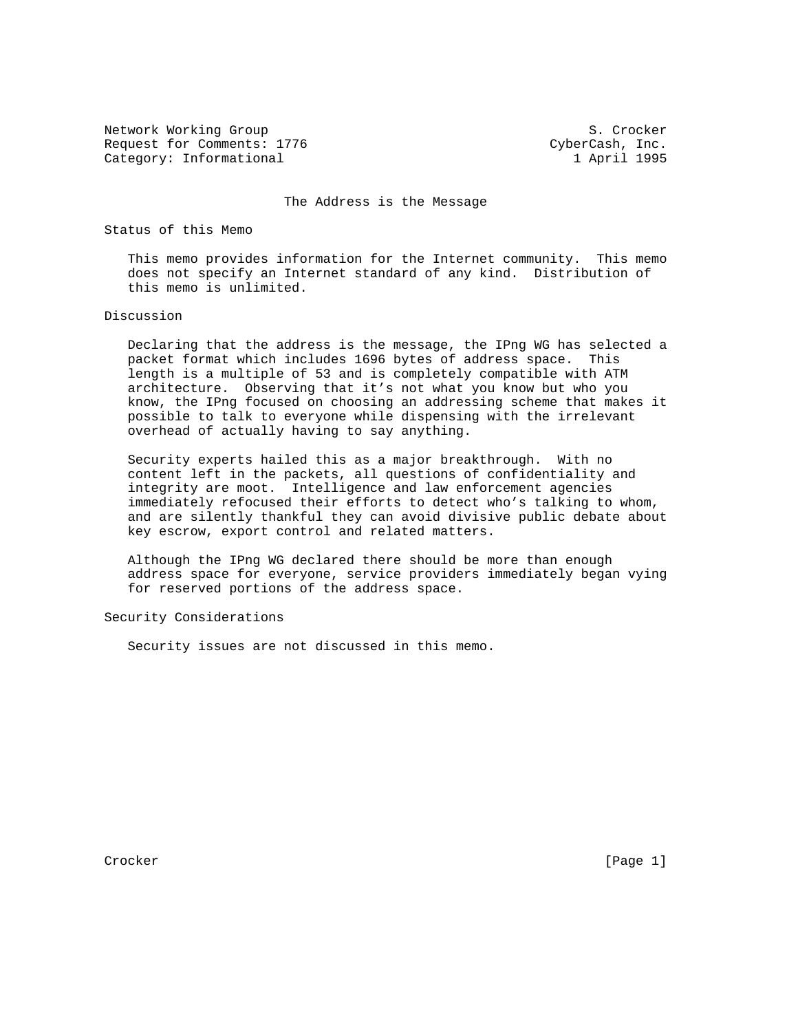Network Working Group S. Crocker
Request for Comments: 1776 CyberCash, Inc.
Category: Informational 1 April 1995

# The Address is the Message

## Status of this Memo

This memo provides information for the Internet community. This memo does not specify an Internet standard of any kind. Distribution of this memo is unlimited.

## Discussion

Declaring that the address is the message, the IPng WG has selected a packet format which includes 1696 bytes of address space. This length is a multiple of 53 and is completely compatible with ATM architecture. Observing that it's not what you know but who you know, the IPng focused on choosing an addressing scheme that makes it possible to talk to everyone while dispensing with the irrelevant overhead of actually having to say anything.

Security experts hailed this as a major breakthrough. With no content left in the packets, all questions of confidentiality and integrity are moot. Intelligence and law enforcement agencies immediately refocused their efforts to detect who's talking to whom, and are silently thankful they can avoid divisive public debate about key escrow, export control and related matters.

Although the IPng WG declared there should be more than enough address space for everyone, service providers immediately began vying for reserved portions of the address space.

## Security Considerations

Security issues are not discussed in this memo.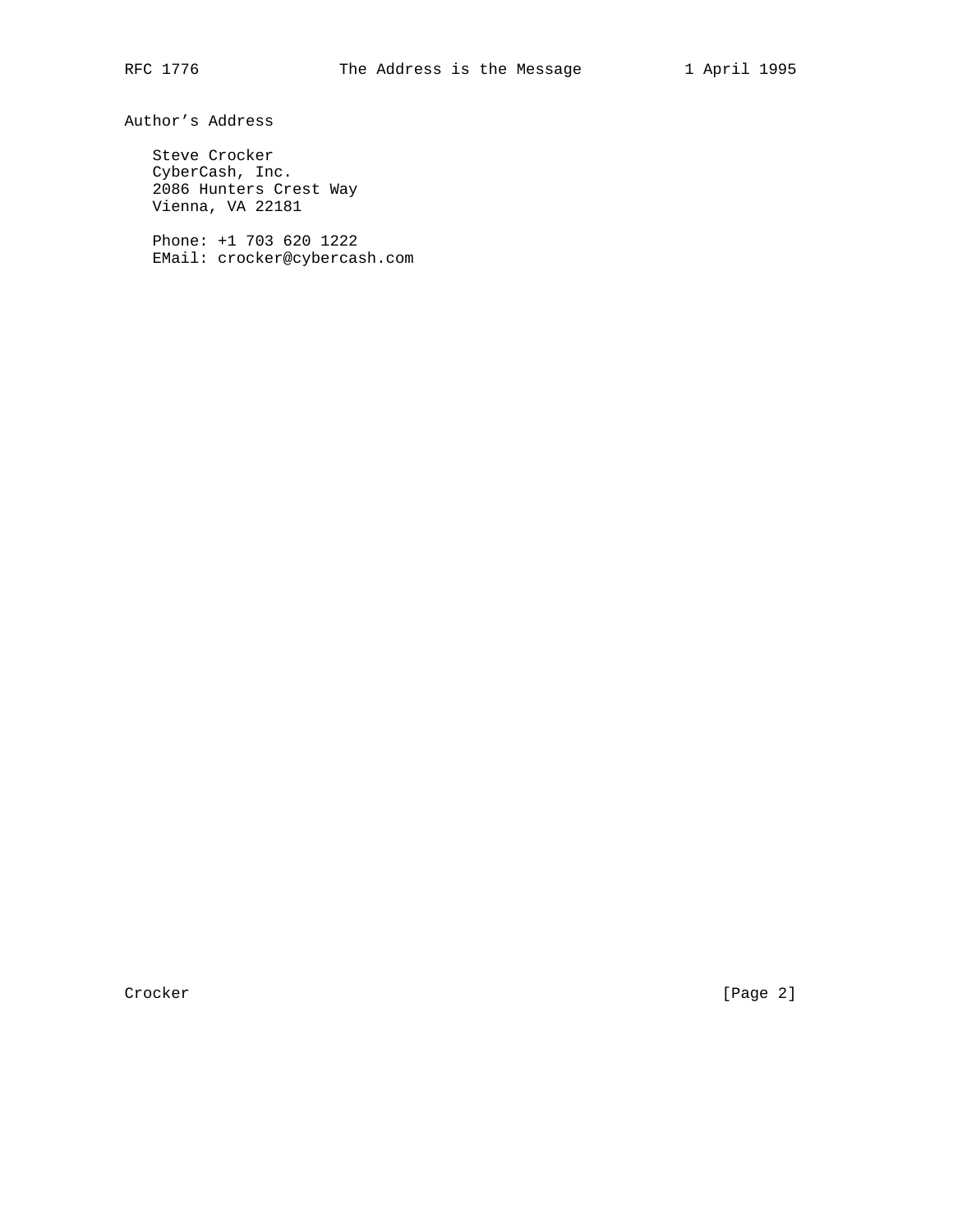## Author's Address

Steve Crocker
CyberCash, Inc.
2086 Hunters Crest Way
Vienna, VA 22181

Phone: +1 703 620 1222
EMail: crocker@cybercash.com